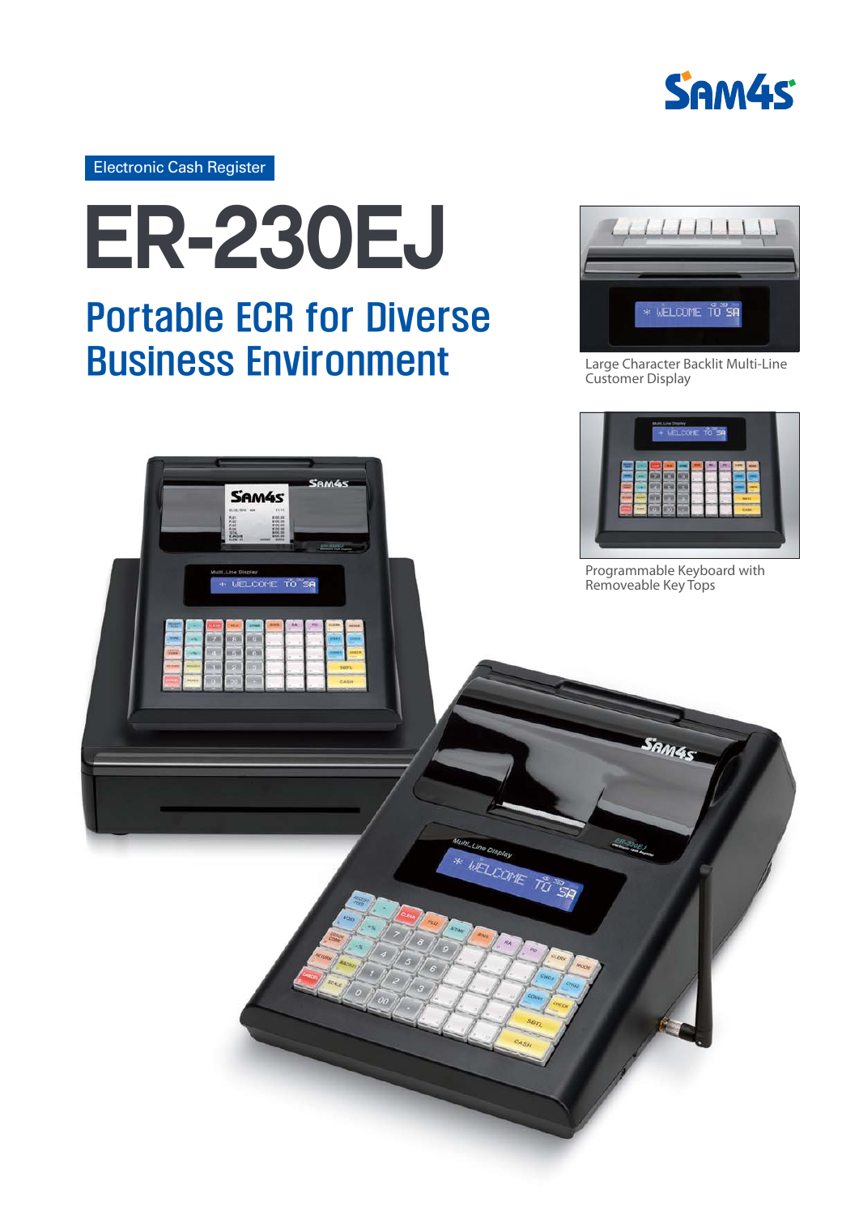Electronic Cash Register

# ER-230EJ

## Portable ECR for Diverse Business Environment

Large Character Backlit Multi-Line Customer Display

Programmable Keyboard with Removeable Key Tops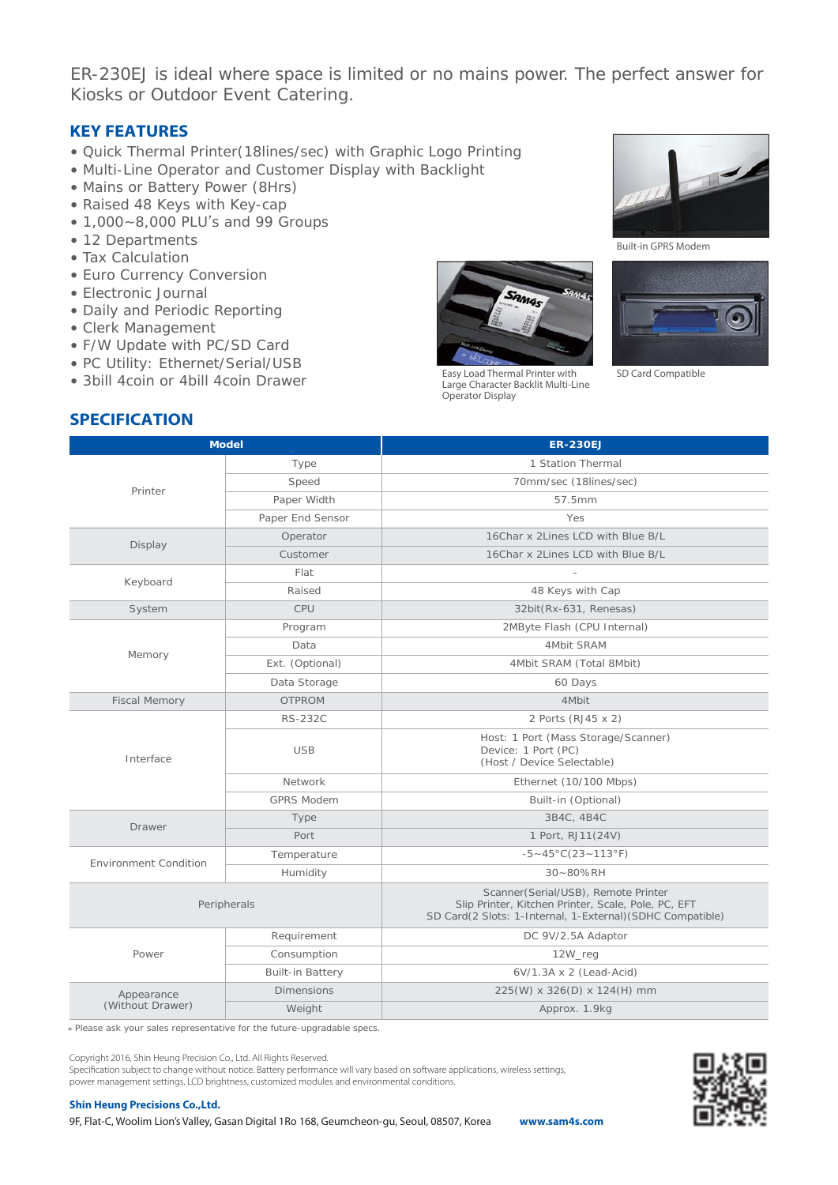ER-230EJ is ideal where space is limited or no mains power. The perfect answer for Kiosks or Outdoor Event Catering.

## KEY FEATURES

- Quick Thermal Printer(18lines/sec) with Graphic Logo Printing
- Multi-Line Operator and Customer Display with Backlight
- Mains or Battery Power (8Hrs)
- Raised 48 Keys with Key-cap
- 1,000~8,000 PLU's and 99 Groups
- 12 Departments
- Tax Calculation
- Euro Currency Conversion
- Electronic Journal
- Daily and Periodic Reporting
- Clerk Management
- F/W Update with PC/SD Card
- PC Utility: Ethernet/Serial/USB
- 3bill 4coin or 4bill 4coin Drawer

Built-in GPRS Modem

Easy Load Thermal Printer with Large Character Backlit Multi-Line Operator Display

SD Card Compatible

## SPECIFICATION

| Model | | ER-230EJ |
|---|---|---|
| Printer | Type | 1 Station Thermal |
| | Speed | 70mm/sec (18lines/sec) |
| | Paper Width | 57.5mm |
| | Paper End Sensor | Yes |
| Display | Operator | 16Char x 2Lines LCD with Blue B/L |
| | Customer | 16Char x 2Lines LCD with Blue B/L |
| Keyboard | Flat | - |
| | Raised | 48 Keys with Cap |
| System | CPU | 32bit(Rx-631, Renesas) |
| Memory | Program | 2MByte Flash (CPU Internal) |
| | Data | 4Mbit SRAM |
| | Ext. (Optional) | 4Mbit SRAM (Total 8Mbit) |
| | Data Storage | 60 Days |
| Fiscal Memory | OTPROM | 4Mbit |
| Interface | RS-232C | 2 Ports (RJ45 x 2) |
| | USB | Host: 1 Port (Mass Storage/Scanner)<br>Device: 1 Port (PC)<br>(Host / Device Selectable) |
| | Network | Ethernet (10/100 Mbps) |
| | GPRS Modem | Built-in (Optional) |
| Drawer | Type | 3B4C, 4B4C |
| | Port | 1 Port, RJ11(24V) |
| Environment Condition | Temperature | -5~45°C(23~113°F) |
| | Humidity | 30~80%RH |
| Peripherals | | Scanner(Serial/USB), Remote Printer<br>Slip Printer, Kitchen Printer, Scale, Pole, PC, EFT<br>SD Card(2 Slots: 1-Internal, 1-External)(SDHC Compatible) |
| Power | Requirement | DC 9V/2.5A Adaptor |
| | Consumption | 12W_reg |
| | Built-in Battery | 6V/1.3A x 2 (Lead-Acid) |
| Appearance (Without Drawer) | Dimensions | 225(W) x 326(D) x 124(H) mm |
| | Weight | Approx. 1.9kg |

* Please ask your sales representative for the future-upgradable specs.

Copyright 2016, Shin Heung Precision Co., Ltd. All Rights Reserved.
Specification subject to change without notice. Battery performance will vary based on software applications, wireless settings, power management settings, LCD brightness, customized modules and environmental conditions.

**Shin Heung Precisions Co.,Ltd.**

9F, Flat-C, Woolim Lion's Valley, Gasan Digital 1Ro 168, Geumcheon-gu, Seoul, 08507, Korea **www.sam4s.com**